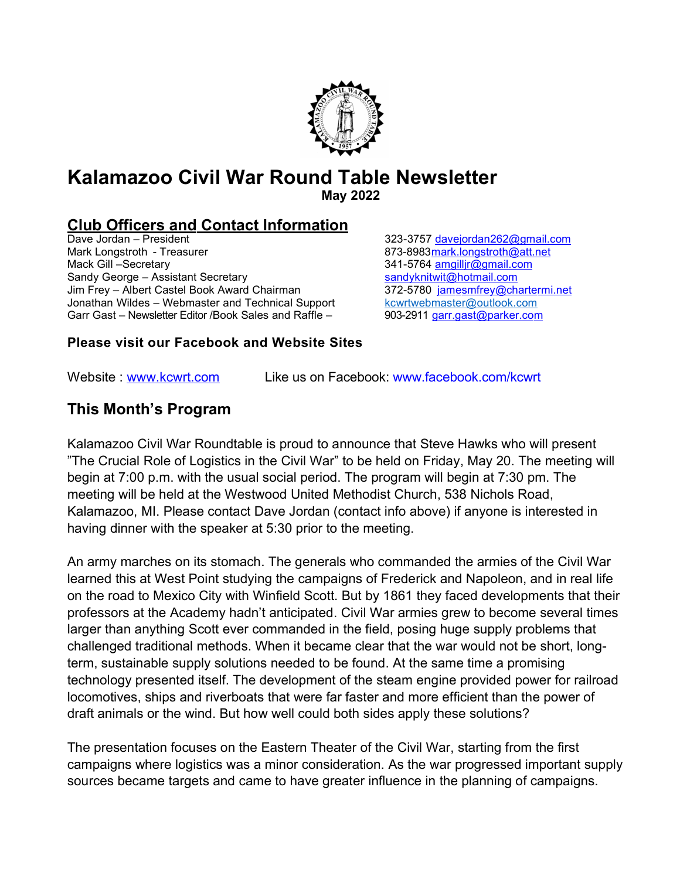# Kalamazoo Civil War Round Table Newsletter

**May 2022**

## Club Officers and Contact Information

| | |
|---|---|
| Dave Jordan – President | 323-3757 davejordan262@gmail.com |
| Mark Longstroth - Treasurer | 873-8983mark.longstroth@att.net |
| Mack Gill –Secretary | 341-5764 amgilljr@gmail.com |
| Sandy George – Assistant Secretary | sandyknitwit@hotmail.com |
| Jim Frey – Albert Castel Book Award Chairman | 372-5780 jamesmfrey@chartermi.net |
| Jonathan Wildes – Webmaster and Technical Support | kcwrtwebmaster@outlook.com |
| Garr Gast – Newsletter Editor /Book Sales and Raffle – | 903-2911 garr.gast@parker.com |

**Please visit our Facebook and Website Sites**

Website : www.kcwrt.com Like us on Facebook: www.facebook.com/kcwrt

## This Month's Program

Kalamazoo Civil War Roundtable is proud to announce that Steve Hawks who will present "The Crucial Role of Logistics in the Civil War" to be held on Friday, May 20. The meeting will begin at 7:00 p.m. with the usual social period. The program will begin at 7:30 pm. The meeting will be held at the Westwood United Methodist Church, 538 Nichols Road, Kalamazoo, MI. Please contact Dave Jordan (contact info above) if anyone is interested in having dinner with the speaker at 5:30 prior to the meeting.

An army marches on its stomach. The generals who commanded the armies of the Civil War learned this at West Point studying the campaigns of Frederick and Napoleon, and in real life on the road to Mexico City with Winfield Scott. But by 1861 they faced developments that their professors at the Academy hadn't anticipated. Civil War armies grew to become several times larger than anything Scott ever commanded in the field, posing huge supply problems that challenged traditional methods. When it became clear that the war would not be short, long-term, sustainable supply solutions needed to be found. At the same time a promising technology presented itself. The development of the steam engine provided power for railroad locomotives, ships and riverboats that were far faster and more efficient than the power of draft animals or the wind. But how well could both sides apply these solutions?

The presentation focuses on the Eastern Theater of the Civil War, starting from the first campaigns where logistics was a minor consideration. As the war progressed important supply sources became targets and came to have greater influence in the planning of campaigns.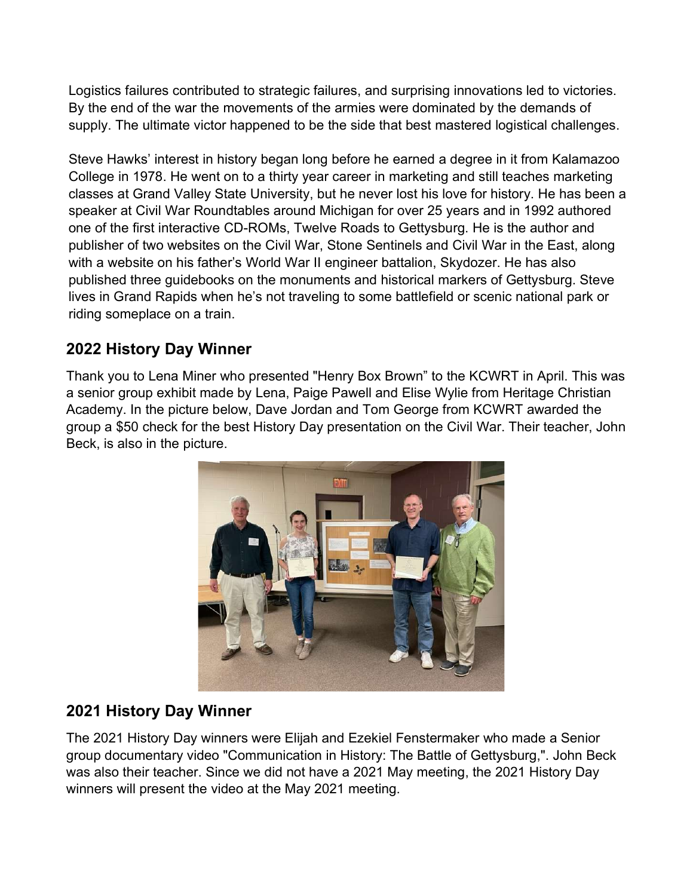Logistics failures contributed to strategic failures, and surprising innovations led to victories. By the end of the war the movements of the armies were dominated by the demands of supply. The ultimate victor happened to be the side that best mastered logistical challenges.

Steve Hawks' interest in history began long before he earned a degree in it from Kalamazoo College in 1978. He went on to a thirty year career in marketing and still teaches marketing classes at Grand Valley State University, but he never lost his love for history. He has been a speaker at Civil War Roundtables around Michigan for over 25 years and in 1992 authored one of the first interactive CD-ROMs, Twelve Roads to Gettysburg. He is the author and publisher of two websites on the Civil War, Stone Sentinels and Civil War in the East, along with a website on his father's World War II engineer battalion, Skydozer. He has also published three guidebooks on the monuments and historical markers of Gettysburg. Steve lives in Grand Rapids when he's not traveling to some battlefield or scenic national park or riding someplace on a train.

## 2022 History Day Winner

Thank you to Lena Miner who presented "Henry Box Brown" to the KCWRT in April. This was a senior group exhibit made by Lena, Paige Pawell and Elise Wylie from Heritage Christian Academy. In the picture below, Dave Jordan and Tom George from KCWRT awarded the group a $50 check for the best History Day presentation on the Civil War. Their teacher, John Beck, is also in the picture.

## 2021 History Day Winner

The 2021 History Day winners were Elijah and Ezekiel Fenstermaker who made a Senior group documentary video "Communication in History: The Battle of Gettysburg,". John Beck was also their teacher. Since we did not have a 2021 May meeting, the 2021 History Day winners will present the video at the May 2021 meeting.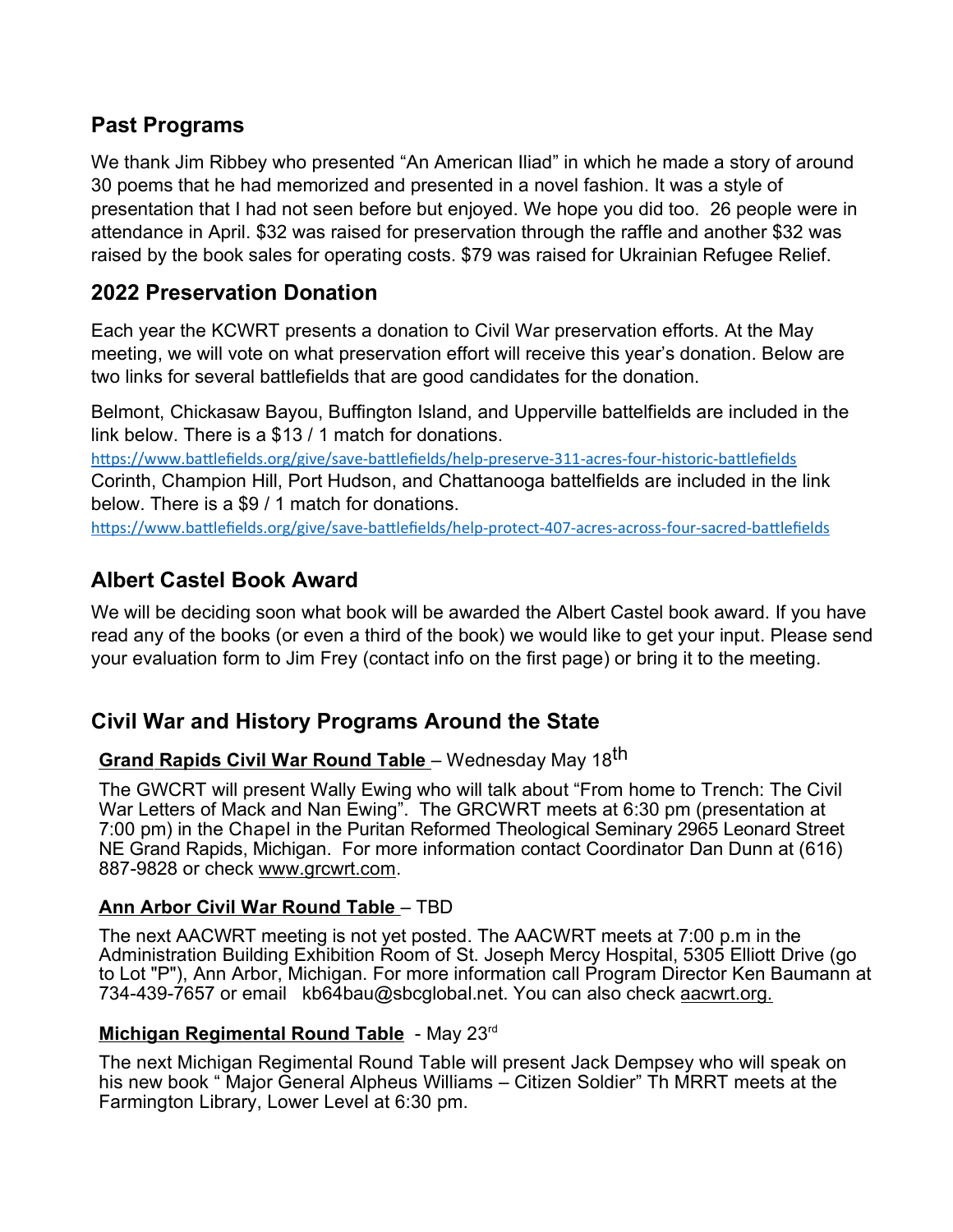## Past Programs

We thank Jim Ribbey who presented "An American Iliad" in which he made a story of around 30 poems that he had memorized and presented in a novel fashion. It was a style of presentation that I had not seen before but enjoyed. We hope you did too. 26 people were in attendance in April. $32 was raised for preservation through the raffle and another $32 was raised by the book sales for operating costs. $79 was raised for Ukrainian Refugee Relief.

## 2022 Preservation Donation

Each year the KCWRT presents a donation to Civil War preservation efforts. At the May meeting, we will vote on what preservation effort will receive this year's donation. Below are two links for several battlefields that are good candidates for the donation.

Belmont, Chickasaw Bayou, Buffington Island, and Upperville battelfields are included in the link below. There is a $13 / 1 match for donations.
https://www.battlefields.org/give/save-battlefields/help-preserve-311-acres-four-historic-battlefields
Corinth, Champion Hill, Port Hudson, and Chattanooga battelfields are included in the link below. There is a $9 / 1 match for donations.
https://www.battlefields.org/give/save-battlefields/help-protect-407-acres-across-four-sacred-battlefields

## Albert Castel Book Award

We will be deciding soon what book will be awarded the Albert Castel book award. If you have read any of the books (or even a third of the book) we would like to get your input. Please send your evaluation form to Jim Frey (contact info on the first page) or bring it to the meeting.

## Civil War and History Programs Around the State

**Grand Rapids Civil War Round Table** – Wednesday May 18th

The GWCRT will present Wally Ewing who will talk about "From home to Trench: The Civil War Letters of Mack and Nan Ewing". The GRCWRT meets at 6:30 pm (presentation at 7:00 pm) in the Chapel in the Puritan Reformed Theological Seminary 2965 Leonard Street NE Grand Rapids, Michigan. For more information contact Coordinator Dan Dunn at (616) 887-9828 or check www.grcwrt.com.

**Ann Arbor Civil War Round Table** – TBD

The next AACWRT meeting is not yet posted. The AACWRT meets at 7:00 p.m in the Administration Building Exhibition Room of St. Joseph Mercy Hospital, 5305 Elliott Drive (go to Lot "P"), Ann Arbor, Michigan. For more information call Program Director Ken Baumann at 734-439-7657 or email kb64bau@sbcglobal.net. You can also check aacwrt.org.

**Michigan Regimental Round Table** - May 23rd

The next Michigan Regimental Round Table will present Jack Dempsey who will speak on his new book " Major General Alpheus Williams – Citizen Soldier" Th MRRT meets at the Farmington Library, Lower Level at 6:30 pm.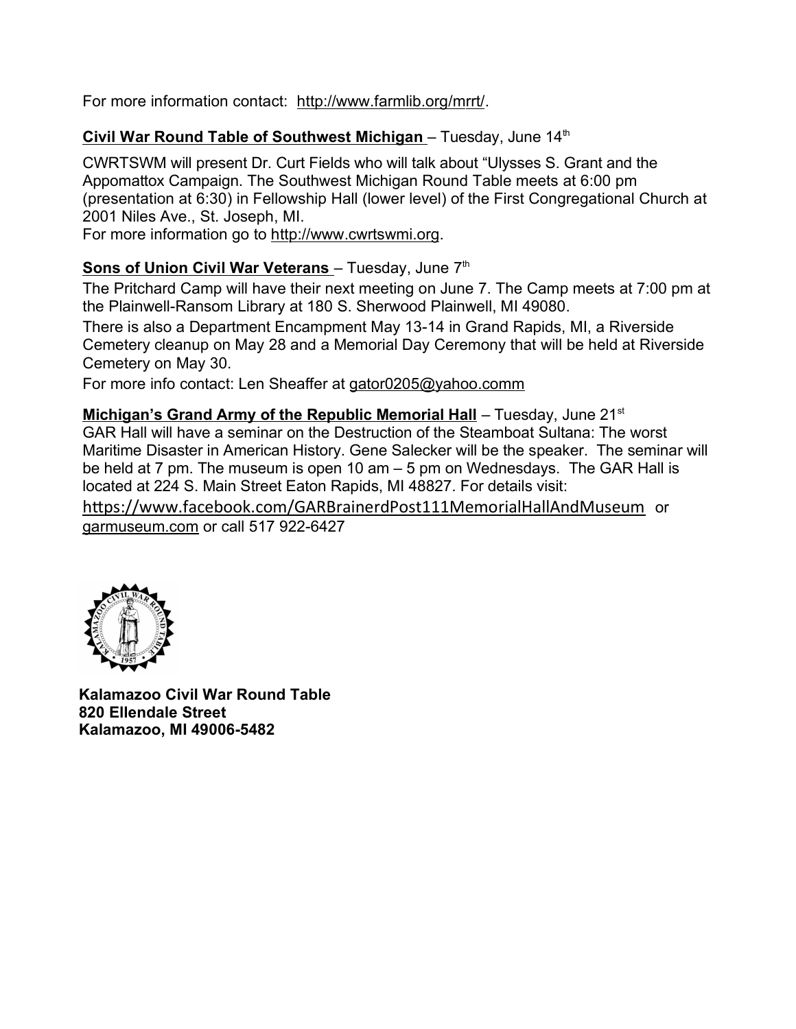For more information contact: http://www.farmlib.org/mrrt/.

**Civil War Round Table of Southwest Michigan** – Tuesday, June 14th

CWRTSWM will present Dr. Curt Fields who will talk about "Ulysses S. Grant and the Appomattox Campaign. The Southwest Michigan Round Table meets at 6:00 pm (presentation at 6:30) in Fellowship Hall (lower level) of the First Congregational Church at 2001 Niles Ave., St. Joseph, MI.

For more information go to http://www.cwrtswmi.org.

**Sons of Union Civil War Veterans** – Tuesday, June 7th

The Pritchard Camp will have their next meeting on June 7. The Camp meets at 7:00 pm at the Plainwell-Ransom Library at 180 S. Sherwood Plainwell, MI 49080.

There is also a Department Encampment May 13-14 in Grand Rapids, MI, a Riverside Cemetery cleanup on May 28 and a Memorial Day Ceremony that will be held at Riverside Cemetery on May 30.

For more info contact: Len Sheaffer at gator0205@yahoo.comm

**Michigan's Grand Army of the Republic Memorial Hall** – Tuesday, June 21st

GAR Hall will have a seminar on the Destruction of the Steamboat Sultana: The worst Maritime Disaster in American History. Gene Salecker will be the speaker. The seminar will be held at 7 pm. The museum is open 10 am – 5 pm on Wednesdays. The GAR Hall is located at 224 S. Main Street Eaton Rapids, MI 48827. For details visit: https://www.facebook.com/GARBrainerdPost111MemorialHallAndMuseum or garmuseum.com or call 517 922-6427

**Kalamazoo Civil War Round Table**
**820 Ellendale Street**
**Kalamazoo, MI 49006-5482**